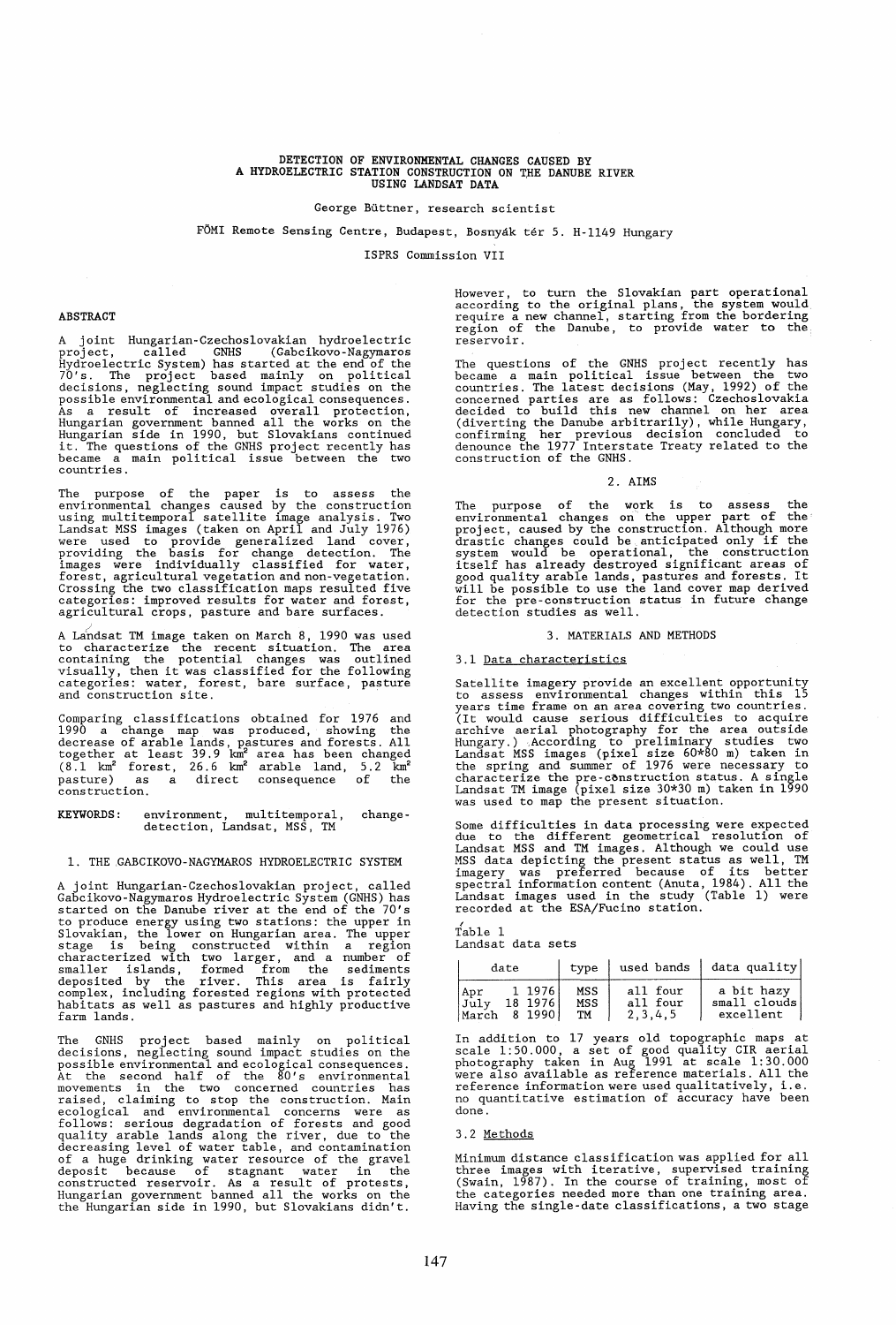# DETECTION OF ENVIRONMENTAL CHANGES CAUSED BY A HYDROELECTRIC STATION CONSTRUCTION ON THE DANUBE RIVER USING LANDSAT DATA

George Büttner, research scientist

FÖMI Remote Sensing Centre, Budapest, Bosnyák tér 5. H-1149 Hungary

ISPRS Commission VII

## ABSTRACT

A joint Hungarian-Czechoslovakian hydroelectric project, called GNHS (Gabcikovo-Nagymaros Hydroelectric System) has started at the end of the 70's. The project based mainly on political decisions, neglecting sound impact studies on the possible environmental and ecological consequences. As a result of increased overall protection, Hungarian government banned all the works on the Hungarian side in 1990, but Slovakians continued it. The questions of the GNHS project recently has became a main political issue between the two countries.

The purpose of the paper is to assess the environmental changes caused by the construction using multitemporal satellite image analysis. Two Landsat MSS images (taken on April and July 1976) were used to provide generalized land cover, providing the basis for change detection. The images were individually classified for water, forest, agricultural vegetation and non-vegetation. Crossing the two classification maps resulted five categories: improved results for water and forest, agricultural crops, pasture and bare surfaces.

A Landsat TM image taken on March 8, 1990 was used to characterize the recent situation. The area containing the potential changes was outlined visually, then it was classified for the following categories: water, forest, bare surface, pasture and construction site.

Comparing classifications obtained for 1976 and 1990 a change map was produced, showing the decrease of arable lands, pastures and forests. All together at least 39.9 km² area has been changed (8.1 km² forest, 26.6 km² arable land, 5.2 km² pasture) as a direct consequence of the construction.

KEYWORDS: environment, multitemporal, change-detection, Landsat, MSS, TM

## 1. THE GABCIKOVO-NAGYMAROS HYDROELECTRIC SYSTEM

A joint Hungarian-Czechoslovakian project, called Gabcikovo-Nagymaros Hydroelectric System (GNHS) has started on the Danube river at the end of the 70's to produce energy using two stations: the upper in Slovakian, the lower on Hungarian area. The upper stage is being constructed within a region characterized with two larger, and a number of smaller islands, formed from the sediments deposited by the river. This area is fairly complex, including forested regions with protected habitats as well as pastures and highly productive farm lands.

The GNHS project based mainly on political decisions, neglecting sound impact studies on the possible environmental and ecological consequences. At the second half of the 80's environmental movements in the two concerned countries has raised, claiming to stop the construction. Main ecological and environmental concerns were as follows: serious degradation of forests and good quality arable lands along the river, due to the decreasing level of water table, and contamination of a huge drinking water resource of the gravel deposit because of stagnant water in the constructed reservoir. As a result of protests, Hungarian government banned all the works on the the Hungarian side in 1990, but Slovakians didn't. However, to turn the Slovakian part operational according to the original plans, the system would require a new channel, starting from the bordering region of the Danube, to provide water to the reservoir.

The questions of the GNHS project recently has became a main political issue between the two countries. The latest decisions (May, 1992) of the concerned parties are as follows: Czechoslovakia decided to build this new channel on her area (diverting the Danube arbitrarily), while Hungary, confirming her previous decision concluded to denounce the 1977 Interstate Treaty related to the construction of the GNHS.

## 2. AIMS

The purpose of the work is to assess the environmental changes on the upper part of the project, caused by the construction. Although more drastic changes could be anticipated only if the system would be operational, the construction itself has already destroyed significant areas of good quality arable lands, pastures and forests. It will be possible to use the land cover map derived for the pre-construction status in future change detection studies as well.

## 3. MATERIALS AND METHODS

### 3.1 Data characteristics

Satellite imagery provide an excellent opportunity to assess environmental changes within this 15 years time frame on an area covering two countries. (It would cause serious difficulties to acquire archive aerial photography for the area outside Hungary.) According to preliminary studies two Landsat MSS images (pixel size 60*80 m) taken in the spring and summer of 1976 were necessary to characterize the pre-construction status. A single Landsat TM image (pixel size 30*30 m) taken in 1990 was used to map the present situation.

Some difficulties in data processing were expected due to the different geometrical resolution of Landsat MSS and TM images. Although we could use MSS data depicting the present status as well, TM imagery was preferred because of its better spectral information content (Anuta, 1984). All the Landsat images used in the study (Table 1) were recorded at the ESA/Fucino station.

Table 1
Landsat data sets

| date | type | used bands | data quality |
|---|---|---|---|
| Apr 1 1976 | MSS | all four | a bit hazy |
| July 18 1976 | MSS | all four | small clouds |
| March 8 1990 | TM | 2,3,4,5 | excellent |

In addition to 17 years old topographic maps at scale 1:50.000, a set of good quality CIR aerial photography taken in Aug 1991 at scale 1:30.000 were also available as reference materials. All the reference information were used qualitatively, i.e. no quantitative estimation of accuracy have been done.

### 3.2 Methods

Minimum distance classification was applied for all three images with iterative, supervised training (Swain, 1987). In the course of training, most of the categories needed more than one training area. Having the single-date classifications, a two stage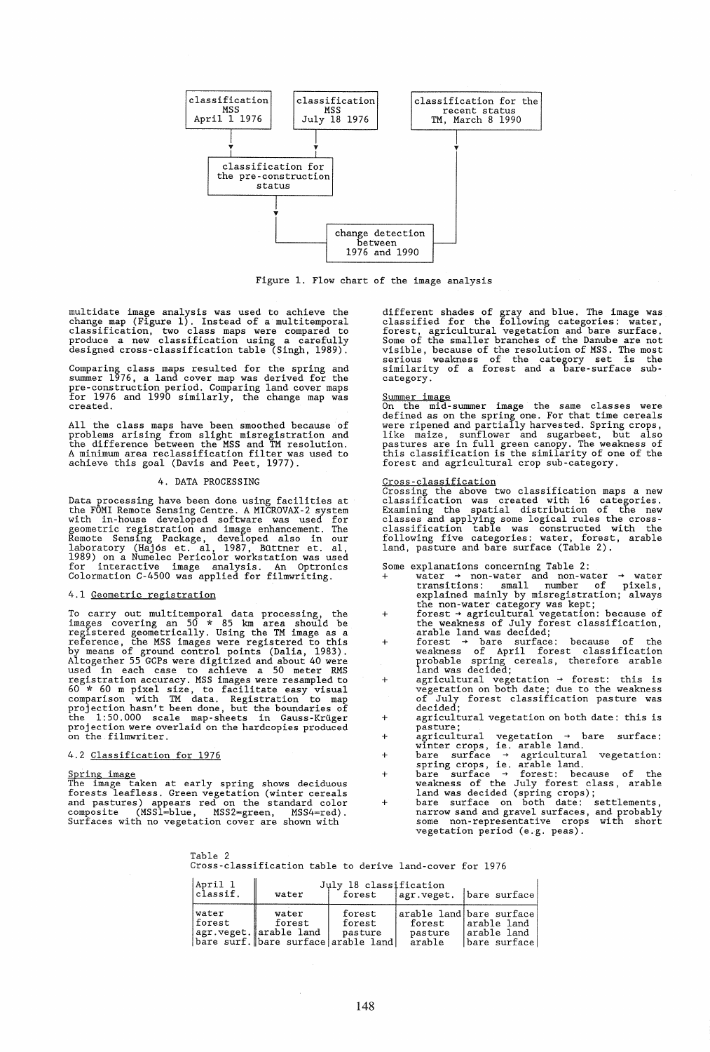classification MSS April 1 1976 → classification for the pre-construction status

classification MSS July 18 1976 → classification for the pre-construction status

classification for the recent status TM, March 8 1990 → change detection between 1976 and 1990

classification for the pre-construction status → change detection between 1976 and 1990

Figure 1. Flow chart of the image analysis

multidate image analysis was used to achieve the change map (Figure 1). Instead of a multitemporal classification, two class maps were compared to produce a new classification using a carefully designed cross-classification table (Singh, 1989).

Comparing class maps resulted for the spring and summer 1976, a land cover map was derived for the pre-construction period. Comparing land cover maps for 1976 and 1990 similarly, the change map was created.

All the class maps have been smoothed because of problems arising from slight misregistration and the difference between the MSS and TM resolution. A minimum area reclassification filter was used to achieve this goal (Davis and Peet, 1977).

## 4. DATA PROCESSING

Data processing have been done using facilities at the FÖMI Remote Sensing Centre. A MICROVAX-2 system with in-house developed software was used for geometric registration and image enhancement. The Remote Sensing Package, developed also in our laboratory (Hajós et. al, 1987, Büttner et. al, 1989) on a Numelec Pericolor workstation was used for interactive image analysis. An Optronics Colormation C-4500 was applied for filmwriting.

### 4.1 Geometric registration

To carry out multitemporal data processing, the images covering an 50 * 85 km area should be registered geometrically. Using the TM image as a reference, the MSS images were registered to this by means of ground control points (Dalia, 1983). Altogether 55 GCPs were digitized and about 40 were used in each case to achieve a 50 meter RMS registration accuracy. MSS images were resampled to 60 * 60 m pixel size, to facilitate easy visual comparison with TM data. Registration to map projection hasn't been done, but the boundaries of the 1:50.000 scale map-sheets in Gauss-Krüger projection were overlaid on the hardcopies produced on the filmwriter.

### 4.2 Classification for 1976

Spring image

The image taken at early spring shows deciduous forests leafless. Green vegetation (winter cereals and pastures) appears red on the standard color composite (MSS1=blue, MSS2=green, MSS4=red). Surfaces with no vegetation cover are shown with different shades of gray and blue. The image was classified for the following categories: water, forest, agricultural vegetation and bare surface. Some of the smaller branches of the Danube are not visible, because of the resolution of MSS. The most serious weakness of the category set is the similarity of a forest and a bare-surface sub-category.

Summer image

On the mid-summer image the same classes were defined as on the spring one. For that time cereals were ripened and partially harvested. Spring crops, like maize, sunflower and sugarbeet, but also pastures are in full green canopy. The weakness of this classification is the similarity of one of the forest and agricultural crop sub-category.

Cross-classification

Crossing the above two classification maps a new classification was created with 16 categories. Examining the spatial distribution of the new classes and applying some logical rules the cross-classification table was constructed with the following five categories: water, forest, arable land, pasture and bare surface (Table 2).

Some explanations concerning Table 2:

+ water → non-water and non-water → water transitions: small number of pixels, explained mainly by misregistration; always the non-water category was kept;
+ forest → agricultural vegetation: because of the weakness of July forest classification, arable land was decided;
+ forest → bare surface: because of the weakness of April forest classification probable spring cereals, therefore arable land was decided;
+ agricultural vegetation → forest: this is vegetation on both date; due to the weakness of July forest classification pasture was decided;
+ agricultural vegetation on both date: this is pasture;
+ agricultural vegetation → bare surface: winter crops, ie. arable land.
+ bare surface → agricultural vegetation: spring crops, ie. arable land.
+ bare surface → forest: because of the weakness of the July forest class, arable land was decided (spring crops);
+ bare surface on both date: settlements, narrow sand and gravel surfaces, and probably some non-representative crops with short vegetation period (e.g. peas).

Table 2
Cross-classification table to derive land-cover for 1976

| April 1 classif. | July 18 classification | | | |
|---|---|---|---|---|
| | water | forest | agr.veget. | bare surface |
| water | water | forest | arable land | bare surface |
| forest | forest | forest | forest | arable land |
| agr.veget. | arable land | pasture | pasture | arable land |
| bare surf. | bare surface | arable land | arable | bare surface |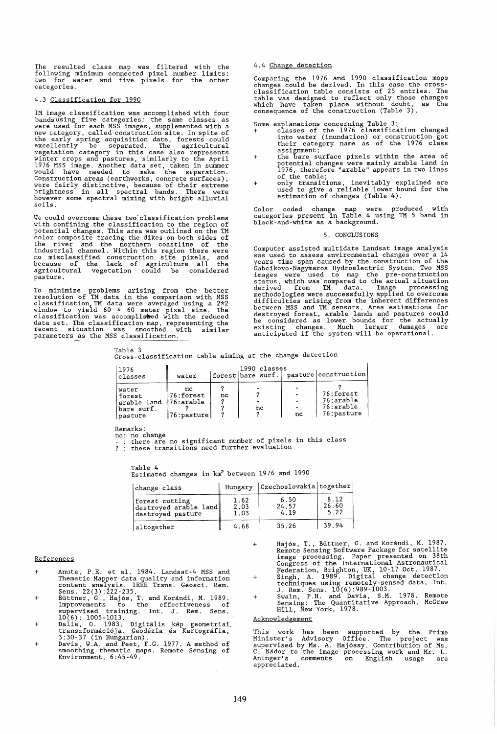The resulted class map was filtered with the following minimum connected pixel number limits: two for water and five pixels for the other categories.

### 4.3 Classification for 1990

TM image classification was accomplished with four bands using five categories: the same classes as were used for each MSS images, supplemented with a new category, called construction site. In spite of the early spring acquisition date, forests could excellently be separated. The agricultural vegetation category in this case also represents winter crops and pastures, similarly to the April 1976 MSS image. Another data set, taken in summer would have needed to make the separation. Construction areas (earthworks, concrete surfaces), were fairly distinctive, because of their extreme brightness in all spectral bands. There were however some spectral mixing with bright alluvial soils.

We could overcome these two classification problems with confining the classification to the region of potential changes. This area was outlined on the TM color composite tracing the dikes on both sides of the river and the northern coastline of the industrial channel. Within this region there were no misclassified construction site pixels, and because of the lack of agriculture all the agricultural vegetation could be considered pasture.

To minimize problems arising from the better resolution of TM data in the comparison with MSS classification, TM data were averaged using a 2*2 window to yield 60 * 60 meter pixel size. The classification was accomplished with the reduced data set. The classification map, representing the recent situation was smoothed with similar parameters as the MSS classification.

### 4.4 Change detection

Comparing the 1976 and 1990 classification maps changes could be derived. In this case the cross-classification table consists of 25 entries. The table was designed to reflect only those changes which have taken place without doubt, as the consequence of the construction (Table 3).

Some explanations concerning Table 3:

+ classes of the 1976 classification changed into water (inundation) or construction got their category name as of the 1976 class assignment;
+ the bare surface pixels within the area of potential changes were mainly arable land in 1976, therefore "arable" appears in two lines of the table;
+ only transitions, inevitably explained are used to give a reliable lower bound for the estimation of changes (Table 4).

Color coded change map were produced with categories present in Table 4 using TM 5 band in black-and-white as a background.

## 5. CONCLUSIONS

Computer assisted multidate Landsat image analysis was used to assess environmental changes over a 14 years time span caused by the construction of the Gabcikovo-Nagymaros Hydroelectric System. Two MSS images were used to map the pre-construction status, which was compared to the actual situation derived from TM data. Image processing methodologies were successfully applied to overcome difficulties arising from the inherent differences between MSS and TM sensors. Area estimations for destroyed forest, arable lands and pastures could be considered as lower bounds for the actually existing changes. Much larger damages are anticipated if the system will be operational.

Table 3
Cross-classification table aiming at the change detection

| 1976 classes | 1990 classes: water | forest | bare surf. | pasture | construction |
|---|---|---|---|---|---|
| water | nc | ? | - | - | ? |
| forest | 76:forest | nc | ? | - | 76:forest |
| arable land | 76:arable | ? | - | - | 76:arable |
| bare surf. | ? | ? | nc | - | 76:arable |
| pasture | 76:pasture | ? | ? | nc | 76:pasture |

Remarks:
nc: no change
- : there are no significant number of pixels in this class
? : these transitions need further evaluation

Table 4
Estimated changes in km² between 1976 and 1990

| change class | Hungary | Czechoslovakia | together |
|---|---|---|---|
| forest cutting | 1.62 | 6.50 | 8.12 |
| destroyed arable land | 2.03 | 24.57 | 26.60 |
| destroyed pasture | 1.03 | 4.19 | 5.22 |
| altogether | 4.68 | 35.26 | 39.94 |

## References

+ Anuta, P.E. et al. 1984. Landsat-4 MSS and Thematic Mapper data quality and information content analysis. IEEE Trans. Geosci. Rem. Sens. 22(3):222-235.
+ Büttner, G., Hajós, T. and Kordándi, M. 1989. Improvements to the effectiveness of supervised training. Int. J. Rem. Sens. 10(6): 1005-1013.
+ Dalia, O. 1983. Digitális kép geometriai transzformációja. Geodézia és Kartográfia, 3:30-37 (in Hungarian).
+ Davis, W.A. and Peet, F.G. 1977. A method of smoothing thematic maps. Remote Sensing of Environment, 6:45-49.
+ Hajós, T., Büttner, G. and Kordándi, M. 1987. Remote Sensing Software Package for satellite image processing. Paper presented on 38th Congress of the International Astronautical Federation, Brighton, UK, 10-17 Oct. 1987.
+ Singh, A. 1989. Digital change detection techniques using remotely-sensed data, Int. J. Rem. Sens. 10(6):989-1003.
+ Swain, P.H. and Davis, S.M. 1978. Remote Sensing: The Quantitative Approach, McGraw Hill, New York, 1978.

## Acknowledgement

This work has been supported by the Prime Minister's Advisory Office. The project was supervised by Ms. A. Hajóssy. Contribution of Ms. G. Nádor to the image processing work and Mr. L. Aninger's comments on English usage are appreciated.